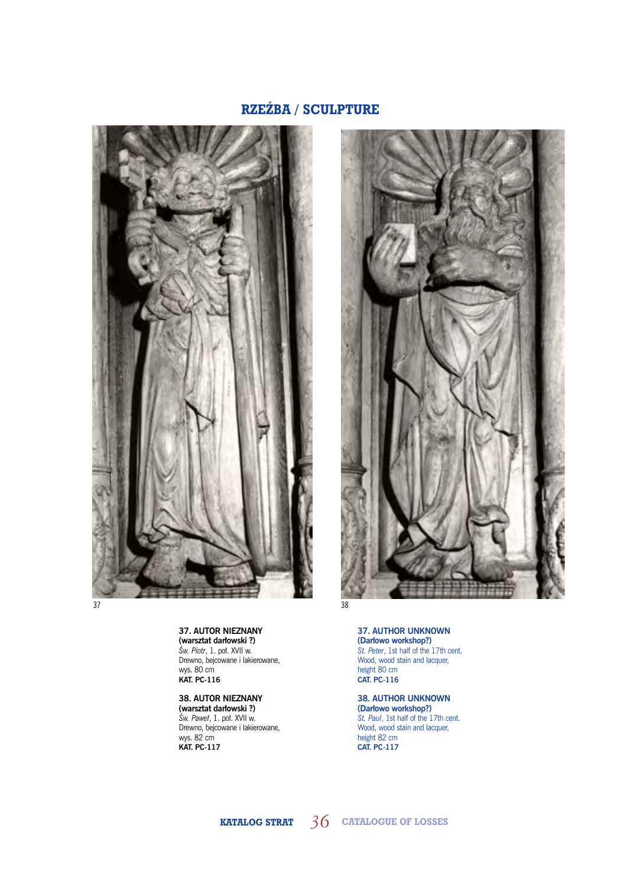# RZEŹBA / SCULPTURE

37

38

**37. AUTOR NIEZNANY**
**(warsztat darłowski ?)**
*Św. Piotr*, 1. poł. XVII w.
Drewno, bejcowane i lakierowane,
wys. 80 cm
**KAT. PC-116**

**38. AUTOR NIEZNANY**
**(warsztat darłowski ?)**
*Św. Paweł*, 1. poł. XVII w.
Drewno, bejcowane i lakierowane,
wys. 82 cm
**KAT. PC-117**

**37. AUTHOR UNKNOWN**
**(Darłowo workshop?)**
*St. Peter*, 1st half of the 17th cent.
Wood, wood stain and lacquer,
height 80 cm
**CAT. PC-116**

**38. AUTHOR UNKNOWN**
**(Darłowo workshop?)**
*St. Paul*, 1st half of the 17th cent.
Wood, wood stain and lacquer,
height 82 cm
**CAT. PC-117**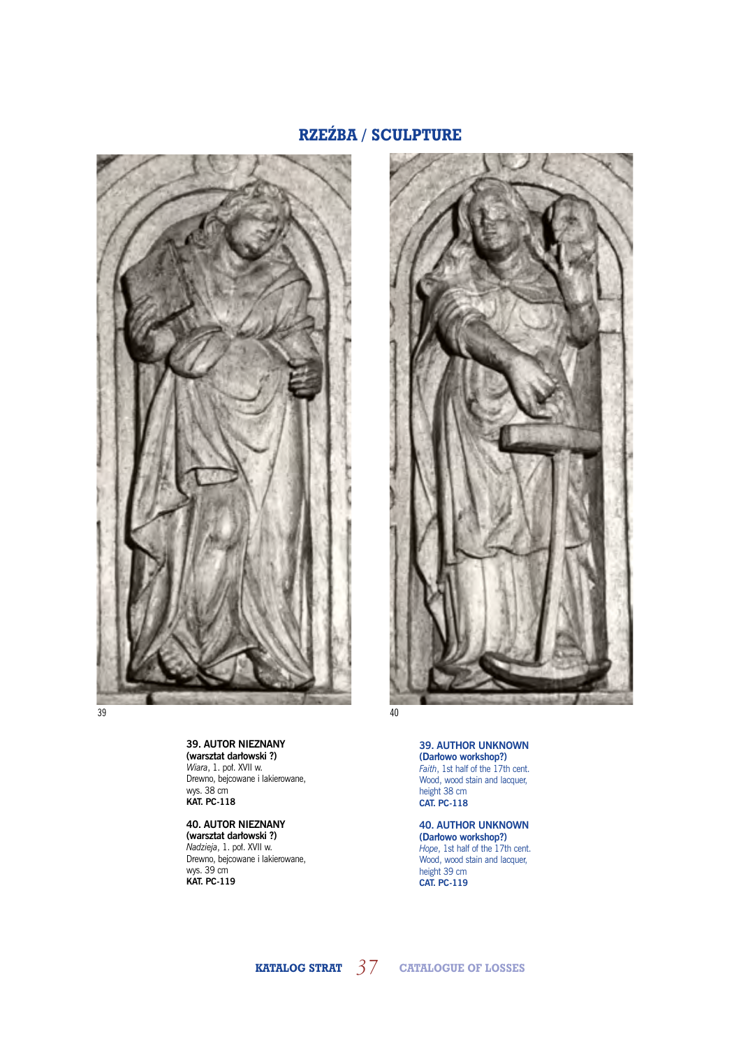## RZEŹBA / SCULPTURE

39

40

**39. AUTOR NIEZNANY**
**(warsztat darłowski ?)**
*Wiara*, 1. poł. XVII w.
Drewno, bejcowane i lakierowane,
wys. 38 cm
**KAT. PC-118**

**40. AUTOR NIEZNANY**
**(warsztat darłowski ?)**
*Nadzieja*, 1. poł. XVII w.
Drewno, bejcowane i lakierowane,
wys. 39 cm
**KAT. PC-119**

**39. AUTHOR UNKNOWN**
**(Darłowo workshop?)**
*Faith*, 1st half of the 17th cent.
Wood, wood stain and lacquer,
height 38 cm
**CAT. PC-118**

**40. AUTHOR UNKNOWN**
**(Darłowo workshop?)**
*Hope*, 1st half of the 17th cent.
Wood, wood stain and lacquer,
height 39 cm
**CAT. PC-119**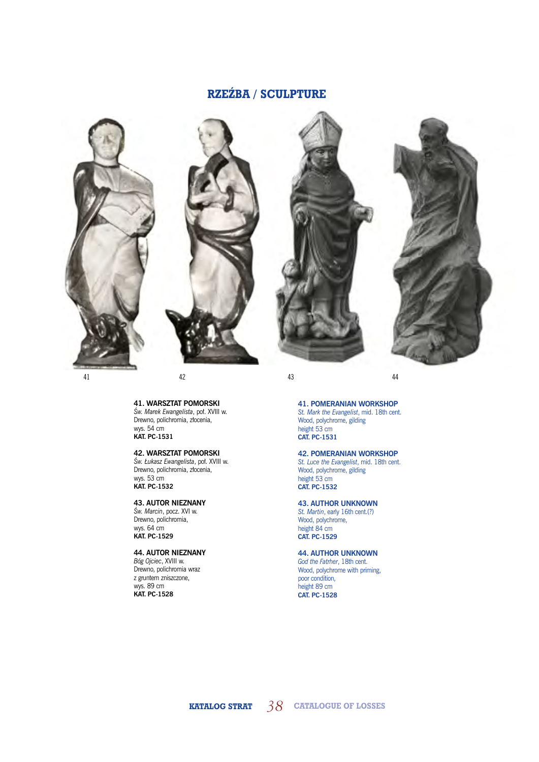# RZEŹBA / SCULPTURE

41 | 42 | 43 | 44

**41. WARSZTAT POMORSKI**
*Św. Marek Ewangelista*, poł. XVIII w.
Drewno, polichromia, złocenia,
wys. 54 cm
**KAT. PC-1531**

**42. WARSZTAT POMORSKI**
*Św. Łukasz Ewangelista*, poł. XVIII w.
Drewno, polichromia, złocenia,
wys. 53 cm
**KAT. PC-1532**

**43. AUTOR NIEZNANY**
*Św. Marcin*, pocz. XVI w.
Drewno, polichromia,
wys. 64 cm
**KAT. PC-1529**

**44. AUTOR NIEZNANY**
*Bóg Ojciec*, XVIII w.
Drewno, polichromia wraz
z gruntem zniszczone,
wys. 89 cm
**KAT. PC-1528**

**41. POMERANIAN WORKSHOP**
*St. Mark the Evangelist*, mid. 18th cent.
Wood, polychrome, gilding
height 53 cm
**CAT. PC-1531**

**42. POMERANIAN WORKSHOP**
*St. Luce the Evangelist*, mid. 18th cent.
Wood, polychrome, gilding
height 53 cm
**CAT. PC-1532**

**43. AUTHOR UNKNOWN**
*St. Martin*, early 16th cent.(?)
Wood, polychrome,
height 84 cm
**CAT. PC-1529**

**44. AUTHOR UNKNOWN**
*God the Fatrher*, 18th cent.
Wood, polychrome with priming,
poor condition,
height 89 cm
**CAT. PC-1528**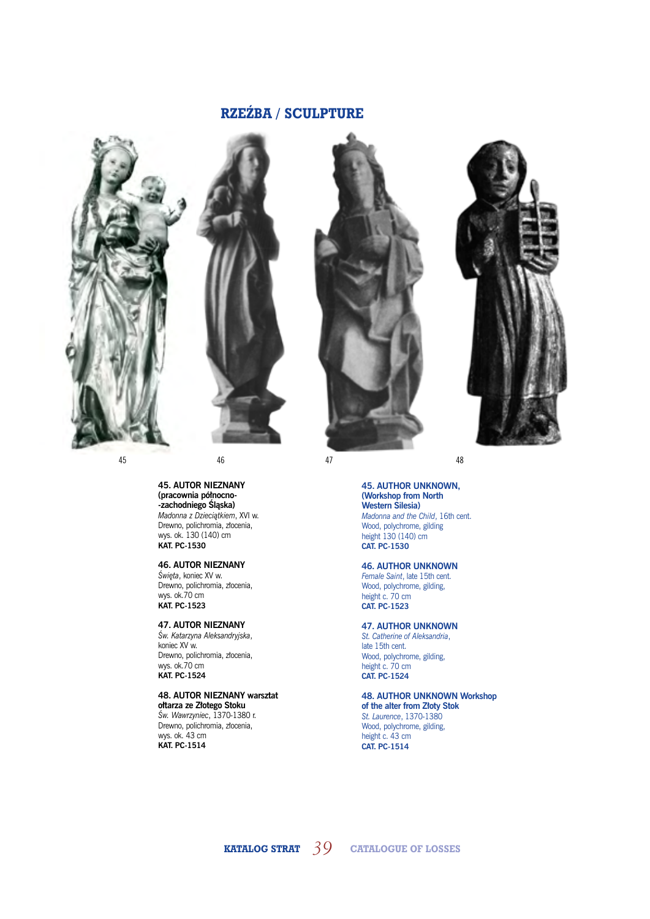# RZEŹBA / SCULPTURE

45

46

47

48

**45. AUTOR NIEZNANY (pracownia północno- -zachodniego Śląska)**
*Madonna z Dzieciątkiem*, XVI w.
Drewno, polichromia, złocenia,
wys. ok. 130 (140) cm
**KAT. PC-1530**

**46. AUTOR NIEZNANY**
*Święta*, koniec XV w.
Drewno, polichromia, złocenia,
wys. ok.70 cm
**KAT. PC-1523**

**47. AUTOR NIEZNANY**
*Św. Katarzyna Aleksandryjska*,
koniec XV w.
Drewno, polichromia, złocenia,
wys. ok.70 cm
**KAT. PC-1524**

**48. AUTOR NIEZNANY warsztat ołtarza ze Złotego Stoku**
*Św. Wawrzyniec*, 1370-1380 r.
Drewno, polichromia, złocenia,
wys. ok. 43 cm
**KAT. PC-1514**

**45. AUTHOR UNKNOWN, (Workshop from North Western Silesia)**
*Madonna and the Child*, 16th cent.
Wood, polychrome, gilding
height 130 (140) cm
**CAT. PC-1530**

**46. AUTHOR UNKNOWN**
*Female Saint*, late 15th cent.
Wood, polychrome, gilding,
height c. 70 cm
**CAT. PC-1523**

**47. AUTHOR UNKNOWN**
*St. Catherine of Aleksandria*,
late 15th cent.
Wood, polychrome, gilding,
height c. 70 cm
**CAT. PC-1524**

**48. AUTHOR UNKNOWN Workshop of the alter from Złoty Stok**
*St. Laurence*, 1370-1380
Wood, polychrome, gilding,
height c. 43 cm
**CAT. PC-1514**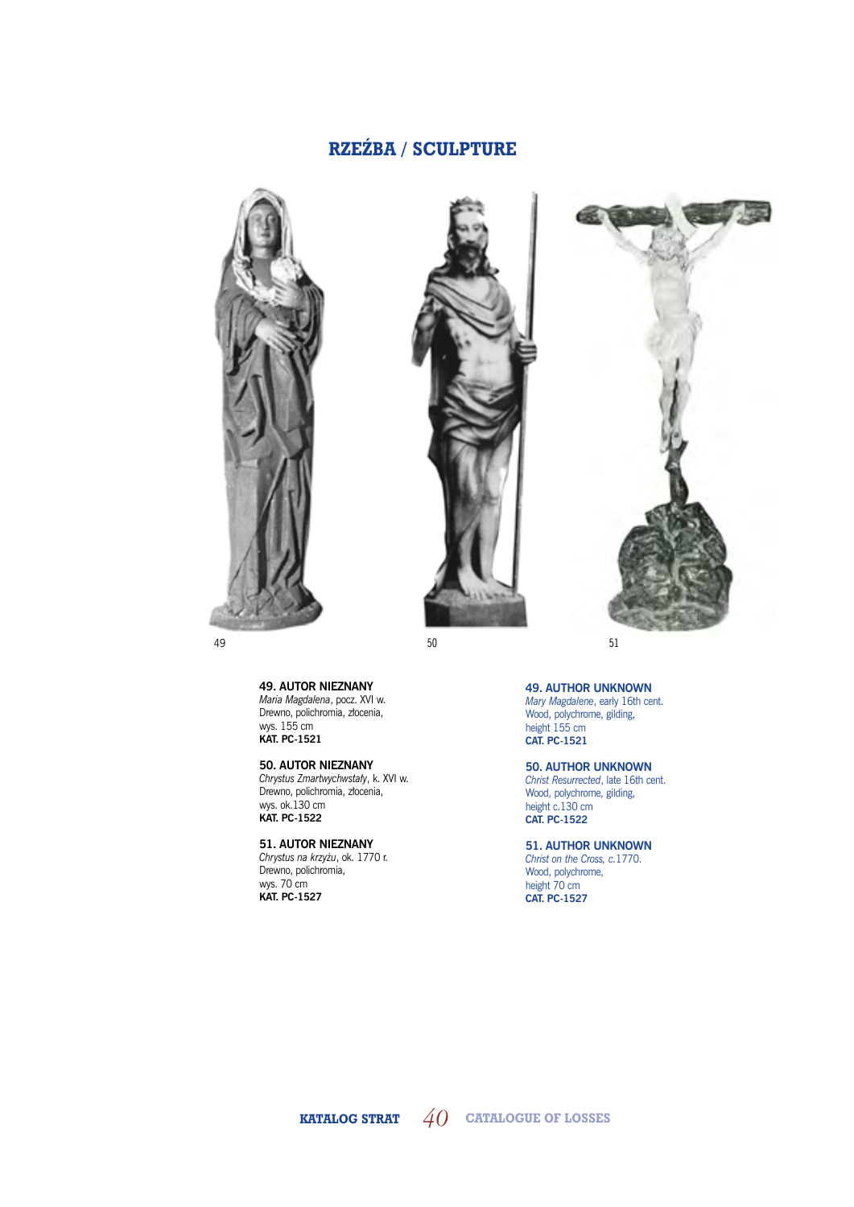# RZEŹBA / SCULPTURE

49

50

51

**49. AUTOR NIEZNANY**
*Maria Magdalena*, pocz. XVI w.
Drewno, polichromia, złocenia,
wys. 155 cm
**KAT. PC-1521**

**50. AUTOR NIEZNANY**
*Chrystus Zmartwychwstały*, k. XVI w.
Drewno, polichromia, złocenia,
wys. ok.130 cm
**KAT. PC-1522**

**51. AUTOR NIEZNANY**
*Chrystus na krzyżu*, ok. 1770 r.
Drewno, polichromia,
wys. 70 cm
**KAT. PC-1527**

**49. AUTHOR UNKNOWN**
*Mary Magdalene*, early 16th cent.
Wood, polychrome, gilding,
height 155 cm
**CAT. PC-1521**

**50. AUTHOR UNKNOWN**
*Christ Resurrected*, late 16th cent.
Wood, polychrome, gilding,
height c.130 cm
**CAT. PC-1522**

**51. AUTHOR UNKNOWN**
*Christ on the Cross, c.*1770.
Wood, polychrome,
height 70 cm
**CAT. PC-1527**